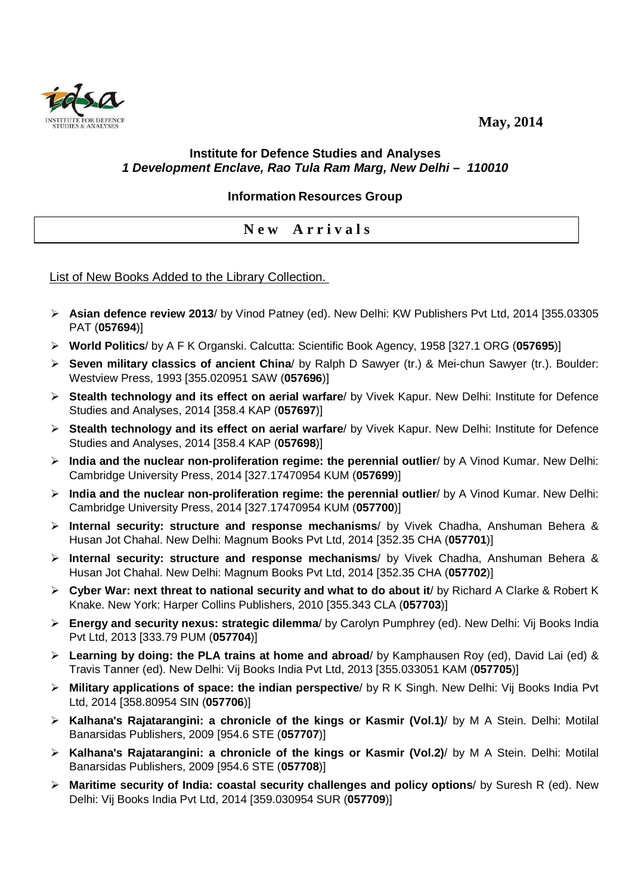May, 2014

**Institute for Defence Studies and Analyses**
***1 Development Enclave, Rao Tula Ram Marg, New Delhi – 110010***

**Information Resources Group**

## New Arrivals

List of New Books Added to the Library Collection.

- **Asian defence review 2013**/ by Vinod Patney (ed). New Delhi: KW Publishers Pvt Ltd, 2014 [355.03305 PAT (**057694**)]
- **World Politics**/ by A F K Organski. Calcutta: Scientific Book Agency, 1958 [327.1 ORG (**057695**)]
- **Seven military classics of ancient China**/ by Ralph D Sawyer (tr.) & Mei-chun Sawyer (tr.). Boulder: Westview Press, 1993 [355.020951 SAW (**057696**)]
- **Stealth technology and its effect on aerial warfare**/ by Vivek Kapur. New Delhi: Institute for Defence Studies and Analyses, 2014 [358.4 KAP (**057697**)]
- **Stealth technology and its effect on aerial warfare**/ by Vivek Kapur. New Delhi: Institute for Defence Studies and Analyses, 2014 [358.4 KAP (**057698**)]
- **India and the nuclear non-proliferation regime: the perennial outlier**/ by A Vinod Kumar. New Delhi: Cambridge University Press, 2014 [327.17470954 KUM (**057699**)]
- **India and the nuclear non-proliferation regime: the perennial outlier**/ by A Vinod Kumar. New Delhi: Cambridge University Press, 2014 [327.17470954 KUM (**057700**)]
- **Internal security: structure and response mechanisms**/ by Vivek Chadha, Anshuman Behera & Husan Jot Chahal. New Delhi: Magnum Books Pvt Ltd, 2014 [352.35 CHA (**057701**)]
- **Internal security: structure and response mechanisms**/ by Vivek Chadha, Anshuman Behera & Husan Jot Chahal. New Delhi: Magnum Books Pvt Ltd, 2014 [352.35 CHA (**057702**)]
- **Cyber War: next threat to national security and what to do about it**/ by Richard A Clarke & Robert K Knake. New York: Harper Collins Publishers, 2010 [355.343 CLA (**057703**)]
- **Energy and security nexus: strategic dilemma**/ by Carolyn Pumphrey (ed). New Delhi: Vij Books India Pvt Ltd, 2013 [333.79 PUM (**057704**)]
- **Learning by doing: the PLA trains at home and abroad**/ by Kamphausen Roy (ed), David Lai (ed) & Travis Tanner (ed). New Delhi: Vij Books India Pvt Ltd, 2013 [355.033051 KAM (**057705**)]
- **Military applications of space: the indian perspective**/ by R K Singh. New Delhi: Vij Books India Pvt Ltd, 2014 [358.80954 SIN (**057706**)]
- **Kalhana's Rajatarangini: a chronicle of the kings or Kasmir (Vol.1)**/ by M A Stein. Delhi: Motilal Banarsidas Publishers, 2009 [954.6 STE (**057707**)]
- **Kalhana's Rajatarangini: a chronicle of the kings or Kasmir (Vol.2)**/ by M A Stein. Delhi: Motilal Banarsidas Publishers, 2009 [954.6 STE (**057708**)]
- **Maritime security of India: coastal security challenges and policy options**/ by Suresh R (ed). New Delhi: Vij Books India Pvt Ltd, 2014 [359.030954 SUR (**057709**)]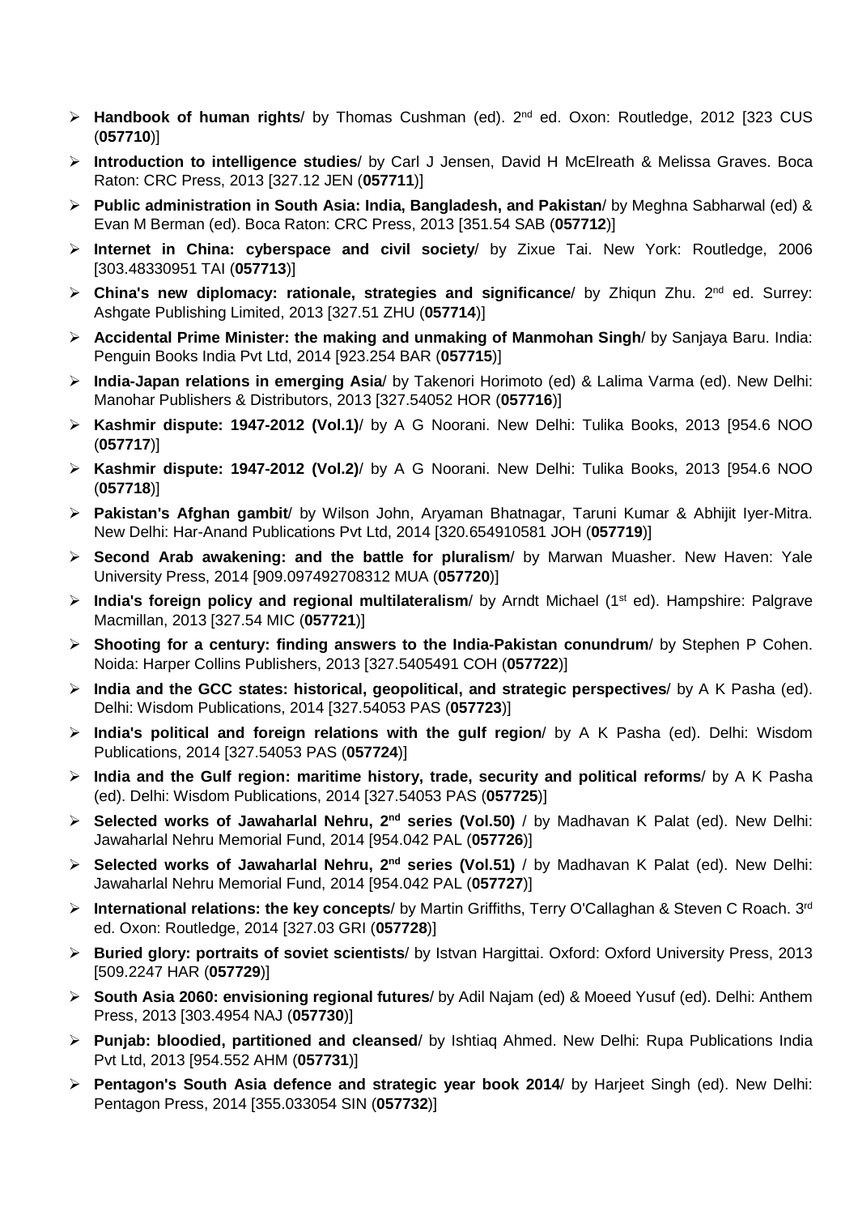- **Handbook of human rights**/ by Thomas Cushman (ed). 2nd ed. Oxon: Routledge, 2012 [323 CUS (**057710**)]
- **Introduction to intelligence studies**/ by Carl J Jensen, David H McElreath & Melissa Graves. Boca Raton: CRC Press, 2013 [327.12 JEN (**057711**)]
- **Public administration in South Asia: India, Bangladesh, and Pakistan**/ by Meghna Sabharwal (ed) & Evan M Berman (ed). Boca Raton: CRC Press, 2013 [351.54 SAB (**057712**)]
- **Internet in China: cyberspace and civil society**/ by Zixue Tai. New York: Routledge, 2006 [303.48330951 TAI (**057713**)]
- **China's new diplomacy: rationale, strategies and significance**/ by Zhiqun Zhu. 2nd ed. Surrey: Ashgate Publishing Limited, 2013 [327.51 ZHU (**057714**)]
- **Accidental Prime Minister: the making and unmaking of Manmohan Singh**/ by Sanjaya Baru. India: Penguin Books India Pvt Ltd, 2014 [923.254 BAR (**057715**)]
- **India-Japan relations in emerging Asia**/ by Takenori Horimoto (ed) & Lalima Varma (ed). New Delhi: Manohar Publishers & Distributors, 2013 [327.54052 HOR (**057716**)]
- **Kashmir dispute: 1947-2012 (Vol.1)**/ by A G Noorani. New Delhi: Tulika Books, 2013 [954.6 NOO (**057717**)]
- **Kashmir dispute: 1947-2012 (Vol.2)**/ by A G Noorani. New Delhi: Tulika Books, 2013 [954.6 NOO (**057718**)]
- **Pakistan's Afghan gambit**/ by Wilson John, Aryaman Bhatnagar, Taruni Kumar & Abhijit Iyer-Mitra. New Delhi: Har-Anand Publications Pvt Ltd, 2014 [320.654910581 JOH (**057719**)]
- **Second Arab awakening: and the battle for pluralism**/ by Marwan Muasher. New Haven: Yale University Press, 2014 [909.097492708312 MUA (**057720**)]
- **India's foreign policy and regional multilateralism**/ by Arndt Michael (1st ed). Hampshire: Palgrave Macmillan, 2013 [327.54 MIC (**057721**)]
- **Shooting for a century: finding answers to the India-Pakistan conundrum**/ by Stephen P Cohen. Noida: Harper Collins Publishers, 2013 [327.5405491 COH (**057722**)]
- **India and the GCC states: historical, geopolitical, and strategic perspectives**/ by A K Pasha (ed). Delhi: Wisdom Publications, 2014 [327.54053 PAS (**057723**)]
- **India's political and foreign relations with the gulf region**/ by A K Pasha (ed). Delhi: Wisdom Publications, 2014 [327.54053 PAS (**057724**)]
- **India and the Gulf region: maritime history, trade, security and political reforms**/ by A K Pasha (ed). Delhi: Wisdom Publications, 2014 [327.54053 PAS (**057725**)]
- **Selected works of Jawaharlal Nehru, 2nd series (Vol.50)** / by Madhavan K Palat (ed). New Delhi: Jawaharlal Nehru Memorial Fund, 2014 [954.042 PAL (**057726**)]
- **Selected works of Jawaharlal Nehru, 2nd series (Vol.51)** / by Madhavan K Palat (ed). New Delhi: Jawaharlal Nehru Memorial Fund, 2014 [954.042 PAL (**057727**)]
- **International relations: the key concepts**/ by Martin Griffiths, Terry O'Callaghan & Steven C Roach. 3rd ed. Oxon: Routledge, 2014 [327.03 GRI (**057728**)]
- **Buried glory: portraits of soviet scientists**/ by Istvan Hargittai. Oxford: Oxford University Press, 2013 [509.2247 HAR (**057729**)]
- **South Asia 2060: envisioning regional futures**/ by Adil Najam (ed) & Moeed Yusuf (ed). Delhi: Anthem Press, 2013 [303.4954 NAJ (**057730**)]
- **Punjab: bloodied, partitioned and cleansed**/ by Ishtiaq Ahmed. New Delhi: Rupa Publications India Pvt Ltd, 2013 [954.552 AHM (**057731**)]
- **Pentagon's South Asia defence and strategic year book 2014**/ by Harjeet Singh (ed). New Delhi: Pentagon Press, 2014 [355.033054 SIN (**057732**)]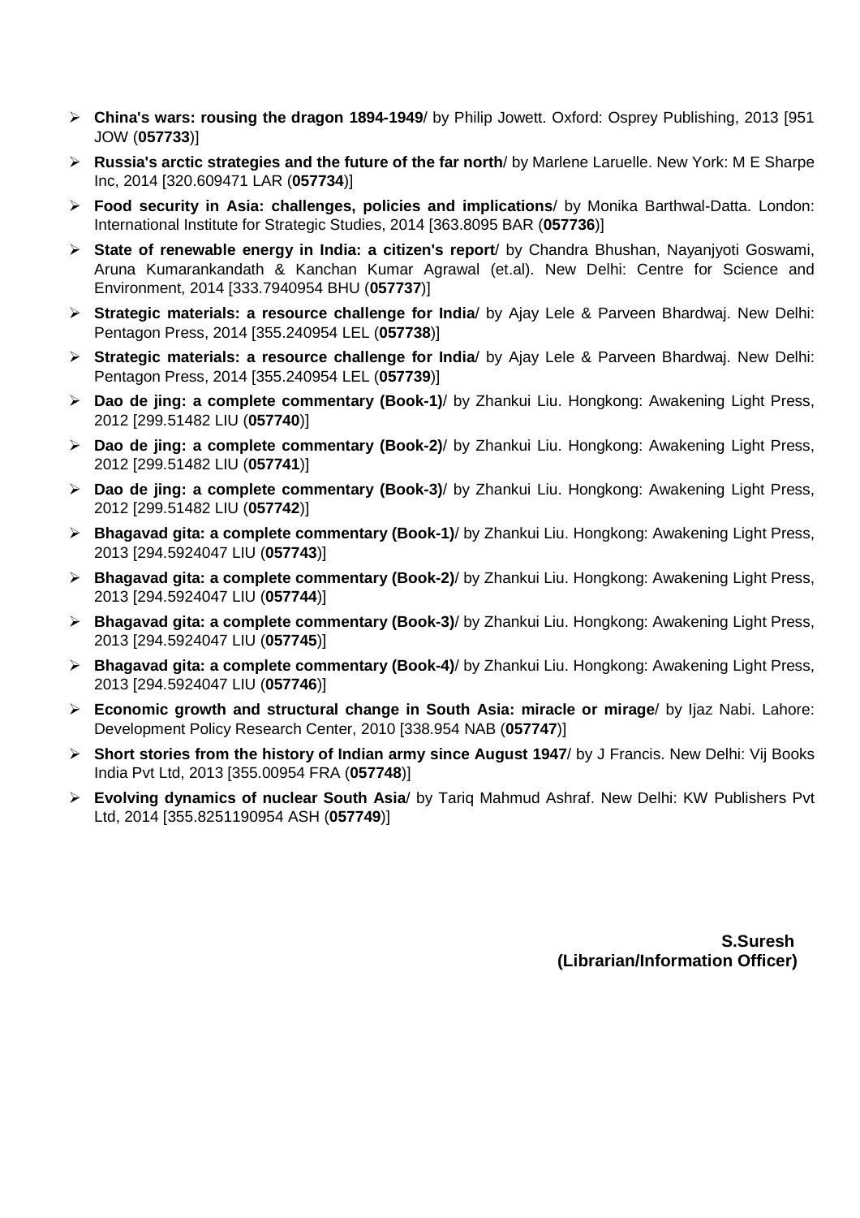- **China's wars: rousing the dragon 1894-1949**/ by Philip Jowett. Oxford: Osprey Publishing, 2013 [951 JOW (**057733**)]
- **Russia's arctic strategies and the future of the far north**/ by Marlene Laruelle. New York: M E Sharpe Inc, 2014 [320.609471 LAR (**057734**)]
- **Food security in Asia: challenges, policies and implications**/ by Monika Barthwal-Datta. London: International Institute for Strategic Studies, 2014 [363.8095 BAR (**057736**)]
- **State of renewable energy in India: a citizen's report**/ by Chandra Bhushan, Nayanjyoti Goswami, Aruna Kumarankandath & Kanchan Kumar Agrawal (et.al). New Delhi: Centre for Science and Environment, 2014 [333.7940954 BHU (**057737**)]
- **Strategic materials: a resource challenge for India**/ by Ajay Lele & Parveen Bhardwaj. New Delhi: Pentagon Press, 2014 [355.240954 LEL (**057738**)]
- **Strategic materials: a resource challenge for India**/ by Ajay Lele & Parveen Bhardwaj. New Delhi: Pentagon Press, 2014 [355.240954 LEL (**057739**)]
- **Dao de jing: a complete commentary (Book-1)**/ by Zhankui Liu. Hongkong: Awakening Light Press, 2012 [299.51482 LIU (**057740**)]
- **Dao de jing: a complete commentary (Book-2)**/ by Zhankui Liu. Hongkong: Awakening Light Press, 2012 [299.51482 LIU (**057741**)]
- **Dao de jing: a complete commentary (Book-3)**/ by Zhankui Liu. Hongkong: Awakening Light Press, 2012 [299.51482 LIU (**057742**)]
- **Bhagavad gita: a complete commentary (Book-1)**/ by Zhankui Liu. Hongkong: Awakening Light Press, 2013 [294.5924047 LIU (**057743**)]
- **Bhagavad gita: a complete commentary (Book-2)**/ by Zhankui Liu. Hongkong: Awakening Light Press, 2013 [294.5924047 LIU (**057744**)]
- **Bhagavad gita: a complete commentary (Book-3)**/ by Zhankui Liu. Hongkong: Awakening Light Press, 2013 [294.5924047 LIU (**057745**)]
- **Bhagavad gita: a complete commentary (Book-4)**/ by Zhankui Liu. Hongkong: Awakening Light Press, 2013 [294.5924047 LIU (**057746**)]
- **Economic growth and structural change in South Asia: miracle or mirage**/ by Ijaz Nabi. Lahore: Development Policy Research Center, 2010 [338.954 NAB (**057747**)]
- **Short stories from the history of Indian army since August 1947**/ by J Francis. New Delhi: Vij Books India Pvt Ltd, 2013 [355.00954 FRA (**057748**)]
- **Evolving dynamics of nuclear South Asia**/ by Tariq Mahmud Ashraf. New Delhi: KW Publishers Pvt Ltd, 2014 [355.8251190954 ASH (**057749**)]

**S.Suresh**
**(Librarian/Information Officer)**